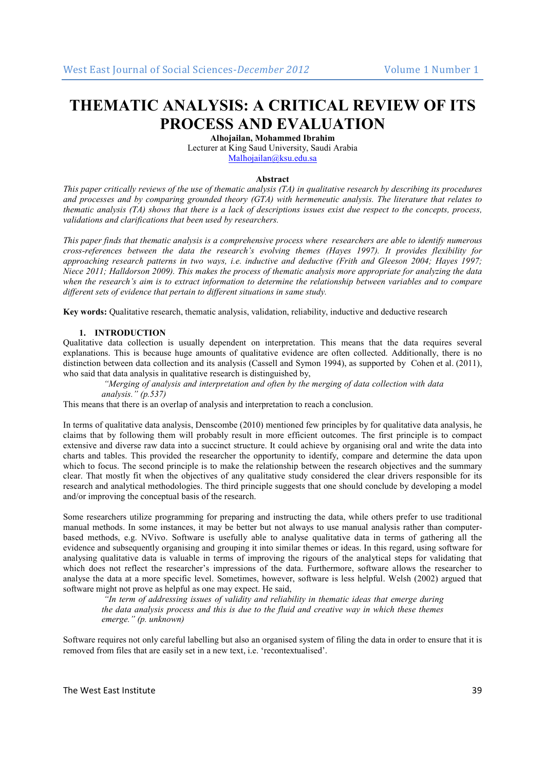# THEMATIC ANALYSIS: A CRITICAL REVIEW OF ITS PROCESS AND EVALUATION

**Alhojailan, Mohammed Ibrahim**
Lecturer at King Saud University, Saudi Arabia
Malhojailan@ksu.edu.sa

**Abstract**

*This paper critically reviews of the use of thematic analysis (TA) in qualitative research by describing its procedures and processes and by comparing grounded theory (GTA) with hermeneutic analysis. The literature that relates to thematic analysis (TA) shows that there is a lack of descriptions issues exist due respect to the concepts, process, validations and clarifications that been used by researchers.*

*This paper finds that thematic analysis is a comprehensive process where researchers are able to identify numerous cross-references between the data the research's evolving themes (Hayes 1997). It provides flexibility for approaching research patterns in two ways, i.e. inductive and deductive (Frith and Gleeson 2004; Hayes 1997; Niece 2011; Halldorson 2009). This makes the process of thematic analysis more appropriate for analyzing the data when the research's aim is to extract information to determine the relationship between variables and to compare different sets of evidence that pertain to different situations in same study.*

**Key words:** Qualitative research, thematic analysis, validation, reliability, inductive and deductive research

## 1. INTRODUCTION

Qualitative data collection is usually dependent on interpretation. This means that the data requires several explanations. This is because huge amounts of qualitative evidence are often collected. Additionally, there is no distinction between data collection and its analysis (Cassell and Symon 1994), as supported by Cohen et al. (2011), who said that data analysis in qualitative research is distinguished by,

> *"Merging of analysis and interpretation and often by the merging of data collection with data analysis." (p.537)*

This means that there is an overlap of analysis and interpretation to reach a conclusion.

In terms of qualitative data analysis, Denscombe (2010) mentioned few principles by for qualitative data analysis, he claims that by following them will probably result in more efficient outcomes. The first principle is to compact extensive and diverse raw data into a succinct structure. It could achieve by organising oral and write the data into charts and tables. This provided the researcher the opportunity to identify, compare and determine the data upon which to focus. The second principle is to make the relationship between the research objectives and the summary clear. That mostly fit when the objectives of any qualitative study considered the clear drivers responsible for its research and analytical methodologies. The third principle suggests that one should conclude by developing a model and/or improving the conceptual basis of the research.

Some researchers utilize programming for preparing and instructing the data, while others prefer to use traditional manual methods. In some instances, it may be better but not always to use manual analysis rather than computer-based methods, e.g. NVivo. Software is usefully able to analyse qualitative data in terms of gathering all the evidence and subsequently organising and grouping it into similar themes or ideas. In this regard, using software for analysing qualitative data is valuable in terms of improving the rigours of the analytical steps for validating that which does not reflect the researcher's impressions of the data. Furthermore, software allows the researcher to analyse the data at a more specific level. Sometimes, however, software is less helpful. Welsh (2002) argued that software might not prove as helpful as one may expect. He said,

> *"In term of addressing issues of validity and reliability in thematic ideas that emerge during the data analysis process and this is due to the fluid and creative way in which these themes emerge." (p. unknown)*

Software requires not only careful labelling but also an organised system of filing the data in order to ensure that it is removed from files that are easily set in a new text, i.e. 'recontextualised'.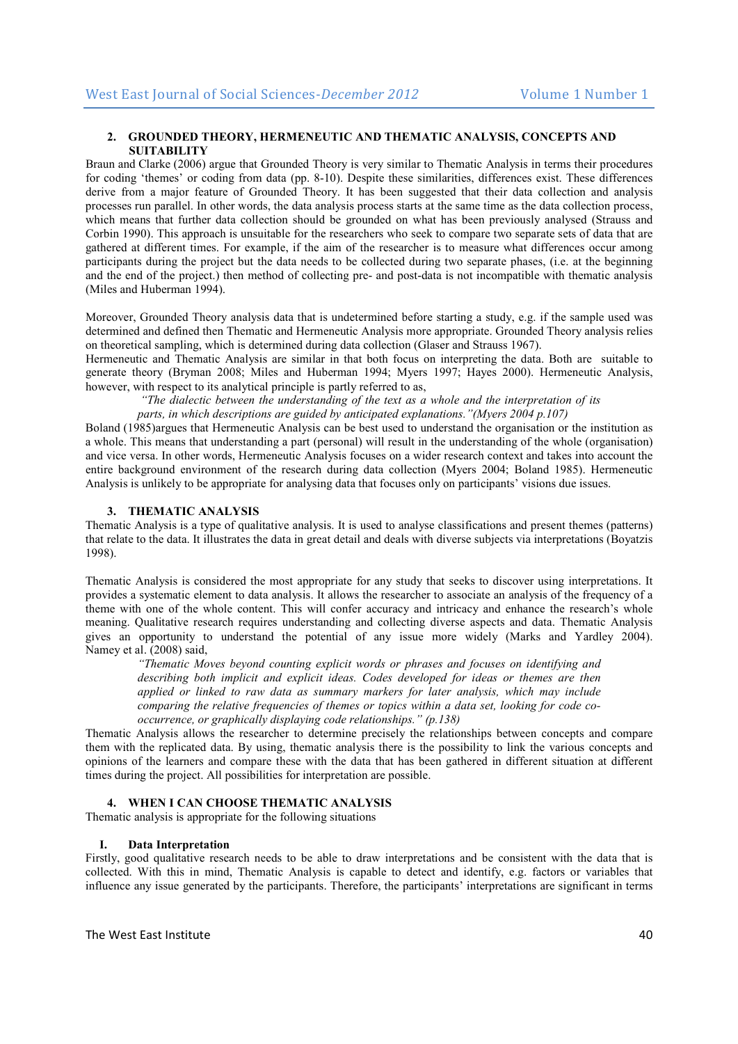## 2. GROUNDED THEORY, HERMENEUTIC AND THEMATIC ANALYSIS, CONCEPTS AND SUITABILITY

Braun and Clarke (2006) argue that Grounded Theory is very similar to Thematic Analysis in terms their procedures for coding 'themes' or coding from data (pp. 8-10). Despite these similarities, differences exist. These differences derive from a major feature of Grounded Theory. It has been suggested that their data collection and analysis processes run parallel. In other words, the data analysis process starts at the same time as the data collection process, which means that further data collection should be grounded on what has been previously analysed (Strauss and Corbin 1990). This approach is unsuitable for the researchers who seek to compare two separate sets of data that are gathered at different times. For example, if the aim of the researcher is to measure what differences occur among participants during the project but the data needs to be collected during two separate phases, (i.e. at the beginning and the end of the project.) then method of collecting pre- and post-data is not incompatible with thematic analysis (Miles and Huberman 1994).

Moreover, Grounded Theory analysis data that is undetermined before starting a study, e.g. if the sample used was determined and defined then Thematic and Hermeneutic Analysis more appropriate. Grounded Theory analysis relies on theoretical sampling, which is determined during data collection (Glaser and Strauss 1967).

Hermeneutic and Thematic Analysis are similar in that both focus on interpreting the data. Both are suitable to generate theory (Bryman 2008; Miles and Huberman 1994; Myers 1997; Hayes 2000). Hermeneutic Analysis, however, with respect to its analytical principle is partly referred to as,

> *"The dialectic between the understanding of the text as a whole and the interpretation of its parts, in which descriptions are guided by anticipated explanations."(Myers 2004 p.107)*

Boland (1985)argues that Hermeneutic Analysis can be best used to understand the organisation or the institution as a whole. This means that understanding a part (personal) will result in the understanding of the whole (organisation) and vice versa. In other words, Hermeneutic Analysis focuses on a wider research context and takes into account the entire background environment of the research during data collection (Myers 2004; Boland 1985). Hermeneutic Analysis is unlikely to be appropriate for analysing data that focuses only on participants' visions due issues.

## 3. THEMATIC ANALYSIS

Thematic Analysis is a type of qualitative analysis. It is used to analyse classifications and present themes (patterns) that relate to the data. It illustrates the data in great detail and deals with diverse subjects via interpretations (Boyatzis 1998).

Thematic Analysis is considered the most appropriate for any study that seeks to discover using interpretations. It provides a systematic element to data analysis. It allows the researcher to associate an analysis of the frequency of a theme with one of the whole content. This will confer accuracy and intricacy and enhance the research's whole meaning. Qualitative research requires understanding and collecting diverse aspects and data. Thematic Analysis gives an opportunity to understand the potential of any issue more widely (Marks and Yardley 2004). Namey et al. (2008) said,

> *"Thematic Moves beyond counting explicit words or phrases and focuses on identifying and describing both implicit and explicit ideas. Codes developed for ideas or themes are then applied or linked to raw data as summary markers for later analysis, which may include comparing the relative frequencies of themes or topics within a data set, looking for code co-occurrence, or graphically displaying code relationships." (p.138)*

Thematic Analysis allows the researcher to determine precisely the relationships between concepts and compare them with the replicated data. By using, thematic analysis there is the possibility to link the various concepts and opinions of the learners and compare these with the data that has been gathered in different situation at different times during the project. All possibilities for interpretation are possible.

## 4. WHEN I CAN CHOOSE THEMATIC ANALYSIS

Thematic analysis is appropriate for the following situations

### I. Data Interpretation

Firstly, good qualitative research needs to be able to draw interpretations and be consistent with the data that is collected. With this in mind, Thematic Analysis is capable to detect and identify, e.g. factors or variables that influence any issue generated by the participants. Therefore, the participants' interpretations are significant in terms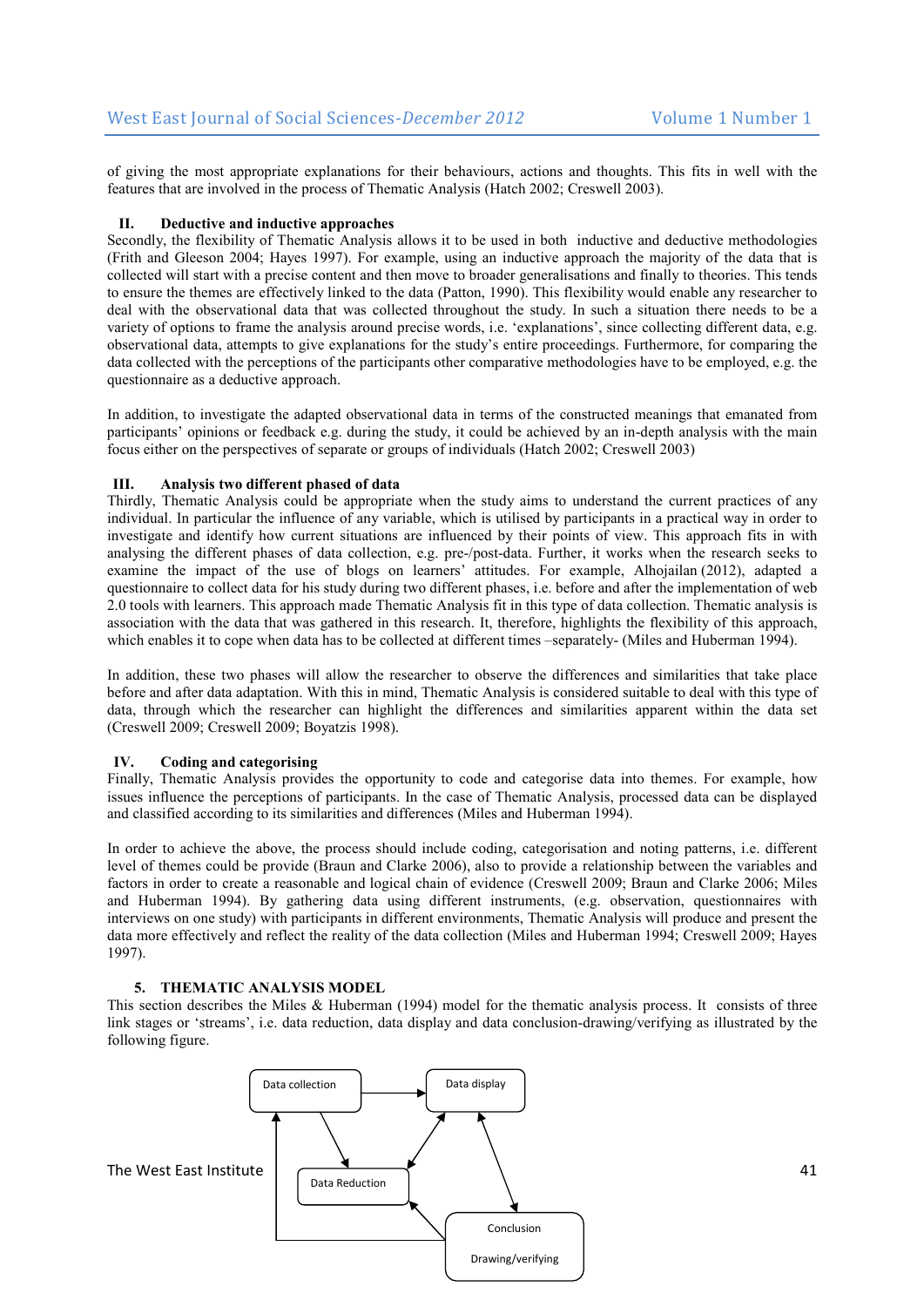of giving the most appropriate explanations for their behaviours, actions and thoughts. This fits in well with the features that are involved in the process of Thematic Analysis (Hatch 2002; Creswell 2003).

### II. Deductive and inductive approaches

Secondly, the flexibility of Thematic Analysis allows it to be used in both inductive and deductive methodologies (Frith and Gleeson 2004; Hayes 1997). For example, using an inductive approach the majority of the data that is collected will start with a precise content and then move to broader generalisations and finally to theories. This tends to ensure the themes are effectively linked to the data (Patton, 1990). This flexibility would enable any researcher to deal with the observational data that was collected throughout the study. In such a situation there needs to be a variety of options to frame the analysis around precise words, i.e. 'explanations', since collecting different data, e.g. observational data, attempts to give explanations for the study's entire proceedings. Furthermore, for comparing the data collected with the perceptions of the participants other comparative methodologies have to be employed, e.g. the questionnaire as a deductive approach.

In addition, to investigate the adapted observational data in terms of the constructed meanings that emanated from participants' opinions or feedback e.g. during the study, it could be achieved by an in-depth analysis with the main focus either on the perspectives of separate or groups of individuals (Hatch 2002; Creswell 2003)

### III. Analysis two different phased of data

Thirdly, Thematic Analysis could be appropriate when the study aims to understand the current practices of any individual. In particular the influence of any variable, which is utilised by participants in a practical way in order to investigate and identify how current situations are influenced by their points of view. This approach fits in with analysing the different phases of data collection, e.g. pre-/post-data. Further, it works when the research seeks to examine the impact of the use of blogs on learners' attitudes. For example, Alhojailan (2012), adapted a questionnaire to collect data for his study during two different phases, i.e. before and after the implementation of web 2.0 tools with learners. This approach made Thematic Analysis fit in this type of data collection. Thematic analysis is association with the data that was gathered in this research. It, therefore, highlights the flexibility of this approach, which enables it to cope when data has to be collected at different times –separately- (Miles and Huberman 1994).

In addition, these two phases will allow the researcher to observe the differences and similarities that take place before and after data adaptation. With this in mind, Thematic Analysis is considered suitable to deal with this type of data, through which the researcher can highlight the differences and similarities apparent within the data set (Creswell 2009; Creswell 2009; Boyatzis 1998).

### IV. Coding and categorising

Finally, Thematic Analysis provides the opportunity to code and categorise data into themes. For example, how issues influence the perceptions of participants. In the case of Thematic Analysis, processed data can be displayed and classified according to its similarities and differences (Miles and Huberman 1994).

In order to achieve the above, the process should include coding, categorisation and noting patterns, i.e. different level of themes could be provide (Braun and Clarke 2006), also to provide a relationship between the variables and factors in order to create a reasonable and logical chain of evidence (Creswell 2009; Braun and Clarke 2006; Miles and Huberman 1994). By gathering data using different instruments, (e.g. observation, questionnaires with interviews on one study) with participants in different environments, Thematic Analysis will produce and present the data more effectively and reflect the reality of the data collection (Miles and Huberman 1994; Creswell 2009; Hayes 1997).

## 5. THEMATIC ANALYSIS MODEL

This section describes the Miles & Huberman (1994) model for the thematic analysis process. It consists of three link stages or 'streams', i.e. data reduction, data display and data conclusion-drawing/verifying as illustrated by the following figure.

Data collection → Data display; Data collection → Data Reduction; Data Reduction ↔ Data display; Data display ↔ Conclusion Drawing/verifying; Conclusion Drawing/verifying → Data Reduction; Conclusion Drawing/verifying → Data collection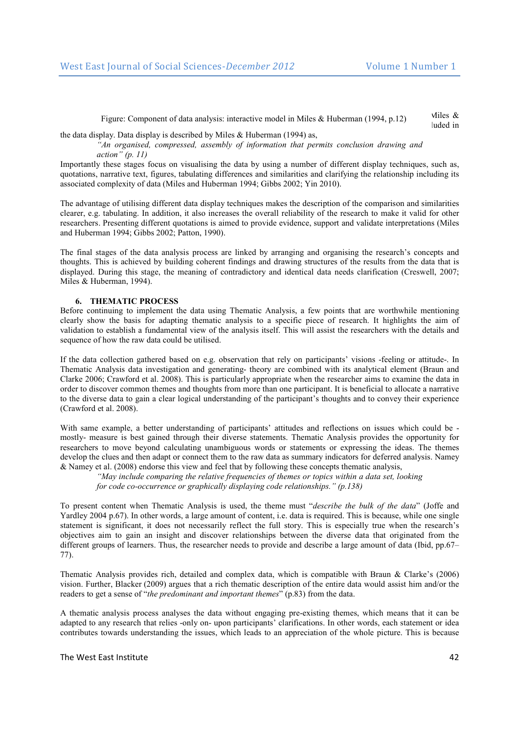Figure: Component of data analysis: interactive model in Miles & Huberman (1994, p.12)

Miles & ...luded in the data display. Data display is described by Miles & Huberman (1994) as,

> *"An organised, compressed, assembly of information that permits conclusion drawing and action" (p. 11)*

Importantly these stages focus on visualising the data by using a number of different display techniques, such as, quotations, narrative text, figures, tabulating differences and similarities and clarifying the relationship including its associated complexity of data (Miles and Huberman 1994; Gibbs 2002; Yin 2010).

The advantage of utilising different data display techniques makes the description of the comparison and similarities clearer, e.g. tabulating. In addition, it also increases the overall reliability of the research to make it valid for other researchers. Presenting different quotations is aimed to provide evidence, support and validate interpretations (Miles and Huberman 1994; Gibbs 2002; Patton, 1990).

The final stages of the data analysis process are linked by arranging and organising the research's concepts and thoughts. This is achieved by building coherent findings and drawing structures of the results from the data that is displayed. During this stage, the meaning of contradictory and identical data needs clarification (Creswell, 2007; Miles & Huberman, 1994).

## 6. THEMATIC PROCESS

Before continuing to implement the data using Thematic Analysis, a few points that are worthwhile mentioning clearly show the basis for adapting thematic analysis to a specific piece of research. It highlights the aim of validation to establish a fundamental view of the analysis itself. This will assist the researchers with the details and sequence of how the raw data could be utilised.

If the data collection gathered based on e.g. observation that rely on participants' visions -feeling or attitude-. In Thematic Analysis data investigation and generating- theory are combined with its analytical element (Braun and Clarke 2006; Crawford et al. 2008). This is particularly appropriate when the researcher aims to examine the data in order to discover common themes and thoughts from more than one participant. It is beneficial to allocate a narrative to the diverse data to gain a clear logical understanding of the participant's thoughts and to convey their experience (Crawford et al. 2008).

With same example, a better understanding of participants' attitudes and reflections on issues which could be -mostly- measure is best gained through their diverse statements. Thematic Analysis provides the opportunity for researchers to move beyond calculating unambiguous words or statements or expressing the ideas. The themes develop the clues and then adapt or connect them to the raw data as summary indicators for deferred analysis. Namey & Namey et al. (2008) endorse this view and feel that by following these concepts thematic analysis,

> *"May include comparing the relative frequencies of themes or topics within a data set, looking for code co-occurrence or graphically displaying code relationships." (p.138)*

To present content when Thematic Analysis is used, the theme must "*describe the bulk of the data*" (Joffe and Yardley 2004 p.67). In other words, a large amount of content, i.e. data is required. This is because, while one single statement is significant, it does not necessarily reflect the full story. This is especially true when the research's objectives aim to gain an insight and discover relationships between the diverse data that originated from the different groups of learners. Thus, the researcher needs to provide and describe a large amount of data (Ibid, pp.67–77).

Thematic Analysis provides rich, detailed and complex data, which is compatible with Braun & Clarke's (2006) vision. Further, Blacker (2009) argues that a rich thematic description of the entire data would assist him and/or the readers to get a sense of "*the predominant and important themes*" (p.83) from the data.

A thematic analysis process analyses the data without engaging pre-existing themes, which means that it can be adapted to any research that relies -only on- upon participants' clarifications. In other words, each statement or idea contributes towards understanding the issues, which leads to an appreciation of the whole picture. This is because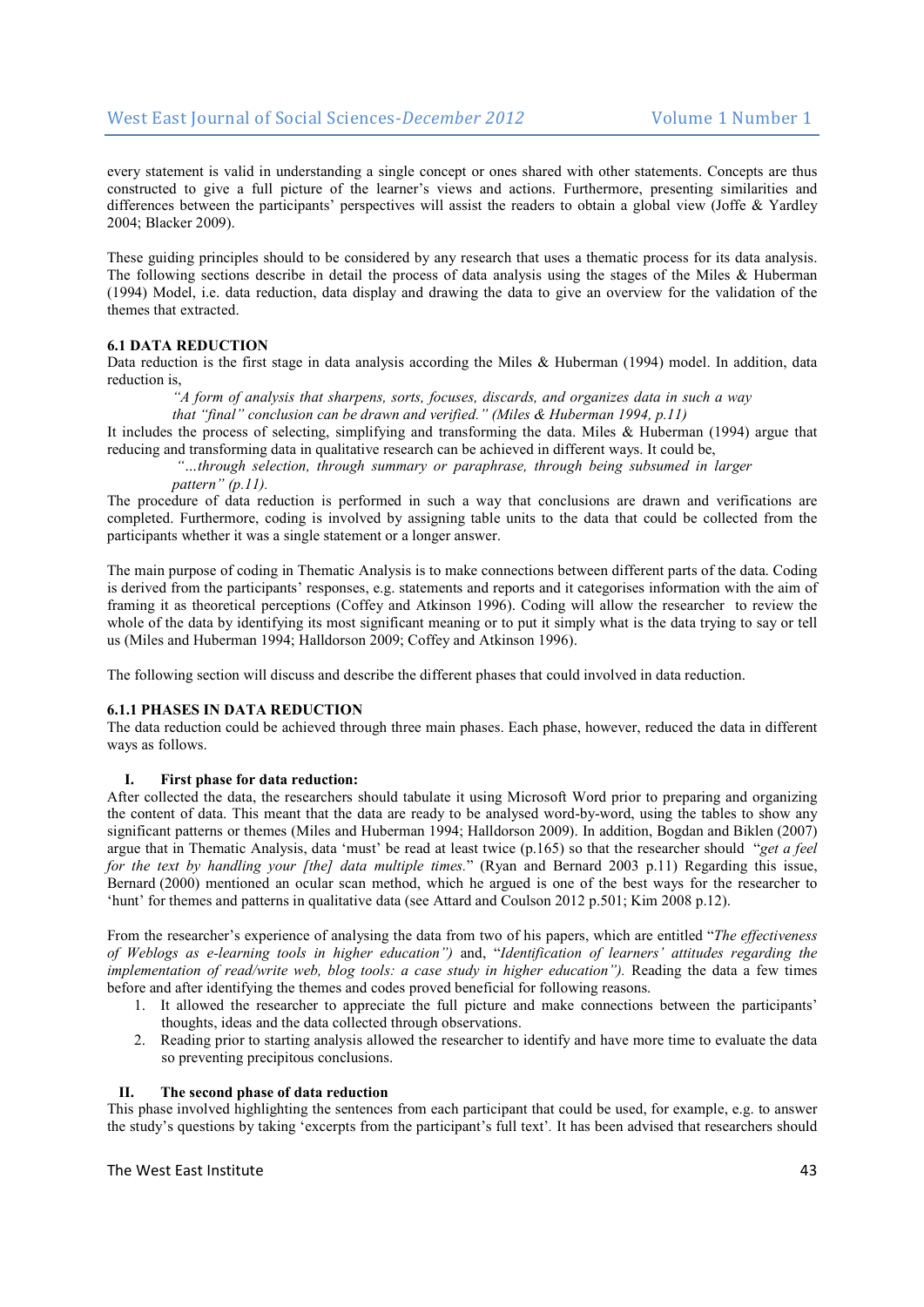every statement is valid in understanding a single concept or ones shared with other statements. Concepts are thus constructed to give a full picture of the learner's views and actions. Furthermore, presenting similarities and differences between the participants' perspectives will assist the readers to obtain a global view (Joffe & Yardley 2004; Blacker 2009).

These guiding principles should to be considered by any research that uses a thematic process for its data analysis. The following sections describe in detail the process of data analysis using the stages of the Miles & Huberman (1994) Model, i.e. data reduction, data display and drawing the data to give an overview for the validation of the themes that extracted.

### 6.1 DATA REDUCTION

Data reduction is the first stage in data analysis according the Miles & Huberman (1994) model. In addition, data reduction is,

> *"A form of analysis that sharpens, sorts, focuses, discards, and organizes data in such a way that "final" conclusion can be drawn and verified." (Miles & Huberman 1994, p.11)*

It includes the process of selecting, simplifying and transforming the data. Miles & Huberman (1994) argue that reducing and transforming data in qualitative research can be achieved in different ways. It could be,

> *"…through selection, through summary or paraphrase, through being subsumed in larger pattern" (p.11).*

The procedure of data reduction is performed in such a way that conclusions are drawn and verifications are completed. Furthermore, coding is involved by assigning table units to the data that could be collected from the participants whether it was a single statement or a longer answer.

The main purpose of coding in Thematic Analysis is to make connections between different parts of the data. Coding is derived from the participants' responses, e.g. statements and reports and it categorises information with the aim of framing it as theoretical perceptions (Coffey and Atkinson 1996). Coding will allow the researcher to review the whole of the data by identifying its most significant meaning or to put it simply what is the data trying to say or tell us (Miles and Huberman 1994; Halldorson 2009; Coffey and Atkinson 1996).

The following section will discuss and describe the different phases that could involved in data reduction.

#### 6.1.1 PHASES IN DATA REDUCTION

The data reduction could be achieved through three main phases. Each phase, however, reduced the data in different ways as follows.

**I. First phase for data reduction:**

After collected the data, the researchers should tabulate it using Microsoft Word prior to preparing and organizing the content of data. This meant that the data are ready to be analysed word-by-word, using the tables to show any significant patterns or themes (Miles and Huberman 1994; Halldorson 2009). In addition, Bogdan and Biklen (2007) argue that in Thematic Analysis, data 'must' be read at least twice (p.165) so that the researcher should "*get a feel for the text by handling your [the] data multiple times.*" (Ryan and Bernard 2003 p.11) Regarding this issue, Bernard (2000) mentioned an ocular scan method, which he argued is one of the best ways for the researcher to 'hunt' for themes and patterns in qualitative data (see Attard and Coulson 2012 p.501; Kim 2008 p.12).

From the researcher's experience of analysing the data from two of his papers, which are entitled "*The effectiveness of Weblogs as e-learning tools in higher education")* and, "*Identification of learners' attitudes regarding the implementation of read/write web, blog tools: a case study in higher education").* Reading the data a few times before and after identifying the themes and codes proved beneficial for following reasons.

1. It allowed the researcher to appreciate the full picture and make connections between the participants' thoughts, ideas and the data collected through observations.
2. Reading prior to starting analysis allowed the researcher to identify and have more time to evaluate the data so preventing precipitous conclusions.

**II. The second phase of data reduction**

This phase involved highlighting the sentences from each participant that could be used, for example, e.g. to answer the study's questions by taking 'excerpts from the participant's full text'. It has been advised that researchers should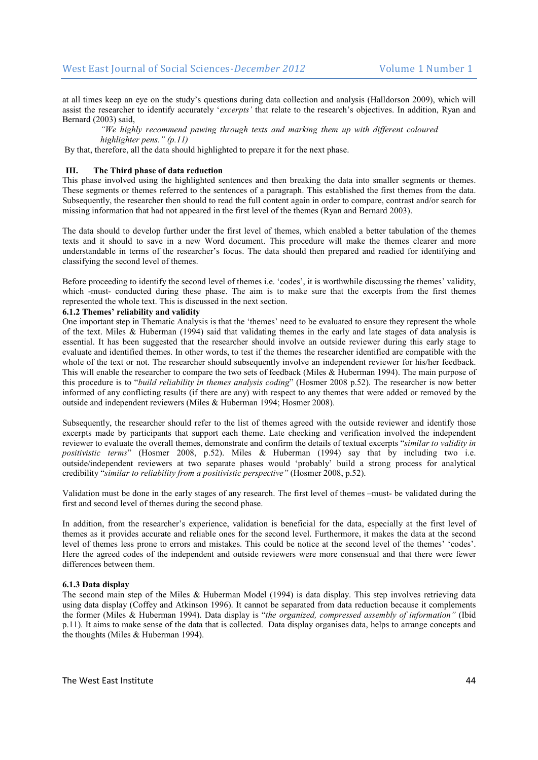at all times keep an eye on the study's questions during data collection and analysis (Halldorson 2009), which will assist the researcher to identify accurately '*excerpts'* that relate to the research's objectives. In addition, Ryan and Bernard (2003) said,

> *"We highly recommend pawing through texts and marking them up with different coloured highlighter pens." (p.11)*

By that, therefore, all the data should highlighted to prepare it for the next phase.

**III. The Third phase of data reduction**

This phase involved using the highlighted sentences and then breaking the data into smaller segments or themes. These segments or themes referred to the sentences of a paragraph. This established the first themes from the data. Subsequently, the researcher then should to read the full content again in order to compare, contrast and/or search for missing information that had not appeared in the first level of the themes (Ryan and Bernard 2003).

The data should to develop further under the first level of themes, which enabled a better tabulation of the themes texts and it should to save in a new Word document. This procedure will make the themes clearer and more understandable in terms of the researcher's focus. The data should then prepared and readied for identifying and classifying the second level of themes.

Before proceeding to identify the second level of themes i.e. 'codes', it is worthwhile discussing the themes' validity, which -must- conducted during these phase. The aim is to make sure that the excerpts from the first themes represented the whole text. This is discussed in the next section.

### 6.1.2 Themes' reliability and validity

One important step in Thematic Analysis is that the 'themes' need to be evaluated to ensure they represent the whole of the text. Miles & Huberman (1994) said that validating themes in the early and late stages of data analysis is essential. It has been suggested that the researcher should involve an outside reviewer during this early stage to evaluate and identified themes. In other words, to test if the themes the researcher identified are compatible with the whole of the text or not. The researcher should subsequently involve an independent reviewer for his/her feedback. This will enable the researcher to compare the two sets of feedback (Miles & Huberman 1994). The main purpose of this procedure is to "*build reliability in themes analysis coding*" (Hosmer 2008 p.52). The researcher is now better informed of any conflicting results (if there are any) with respect to any themes that were added or removed by the outside and independent reviewers (Miles & Huberman 1994; Hosmer 2008).

Subsequently, the researcher should refer to the list of themes agreed with the outside reviewer and identify those excerpts made by participants that support each theme. Late checking and verification involved the independent reviewer to evaluate the overall themes, demonstrate and confirm the details of textual excerpts "*similar to validity in positivistic terms*" (Hosmer 2008, p.52). Miles & Huberman (1994) say that by including two i.e. outside/independent reviewers at two separate phases would 'probably' build a strong process for analytical credibility "*similar to reliability from a positivistic perspective"* (Hosmer 2008, p.52).

Validation must be done in the early stages of any research. The first level of themes –must- be validated during the first and second level of themes during the second phase.

In addition, from the researcher's experience, validation is beneficial for the data, especially at the first level of themes as it provides accurate and reliable ones for the second level. Furthermore, it makes the data at the second level of themes less prone to errors and mistakes. This could be notice at the second level of the themes' 'codes'. Here the agreed codes of the independent and outside reviewers were more consensual and that there were fewer differences between them.

### 6.1.3 Data display

The second main step of the Miles & Huberman Model (1994) is data display. This step involves retrieving data using data display (Coffey and Atkinson 1996). It cannot be separated from data reduction because it complements the former (Miles & Huberman 1994). Data display is "*the organized, compressed assembly of information"* (Ibid p.11). It aims to make sense of the data that is collected. Data display organises data, helps to arrange concepts and the thoughts (Miles & Huberman 1994).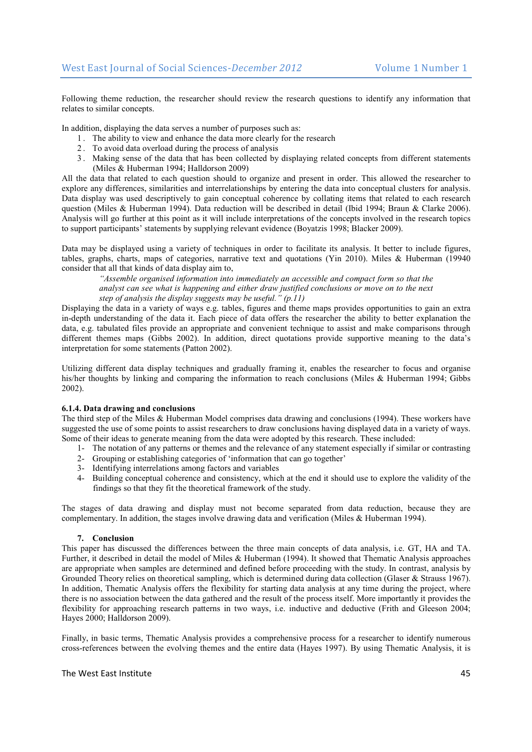Following theme reduction, the researcher should review the research questions to identify any information that relates to similar concepts.

In addition, displaying the data serves a number of purposes such as:

1. The ability to view and enhance the data more clearly for the research
2. To avoid data overload during the process of analysis
3. Making sense of the data that has been collected by displaying related concepts from different statements (Miles & Huberman 1994; Halldorson 2009)

All the data that related to each question should to organize and present in order. This allowed the researcher to explore any differences, similarities and interrelationships by entering the data into conceptual clusters for analysis. Data display was used descriptively to gain conceptual coherence by collating items that related to each research question (Miles & Huberman 1994). Data reduction will be described in detail (Ibid 1994; Braun & Clarke 2006). Analysis will go further at this point as it will include interpretations of the concepts involved in the research topics to support participants' statements by supplying relevant evidence (Boyatzis 1998; Blacker 2009).

Data may be displayed using a variety of techniques in order to facilitate its analysis. It better to include figures, tables, graphs, charts, maps of categories, narrative text and quotations (Yin 2010). Miles & Huberman (19940 consider that all that kinds of data display aim to,

> *"Assemble organised information into immediately an accessible and compact form so that the analyst can see what is happening and either draw justified conclusions or move on to the next step of analysis the display suggests may be useful." (p.11)*

Displaying the data in a variety of ways e.g. tables, figures and theme maps provides opportunities to gain an extra in-depth understanding of the data it. Each piece of data offers the researcher the ability to better explanation the data, e.g. tabulated files provide an appropriate and convenient technique to assist and make comparisons through different themes maps (Gibbs 2002). In addition, direct quotations provide supportive meaning to the data's interpretation for some statements (Patton 2002).

Utilizing different data display techniques and gradually framing it, enables the researcher to focus and organise his/her thoughts by linking and comparing the information to reach conclusions (Miles & Huberman 1994; Gibbs 2002).

### 6.1.4. Data drawing and conclusions

The third step of the Miles & Huberman Model comprises data drawing and conclusions (1994). These workers have suggested the use of some points to assist researchers to draw conclusions having displayed data in a variety of ways. Some of their ideas to generate meaning from the data were adopted by this research. These included:

1- The notation of any patterns or themes and the relevance of any statement especially if similar or contrasting
2- Grouping or establishing categories of 'information that can go together'
3- Identifying interrelations among factors and variables
4- Building conceptual coherence and consistency, which at the end it should use to explore the validity of the findings so that they fit the theoretical framework of the study.

The stages of data drawing and display must not become separated from data reduction, because they are complementary. In addition, the stages involve drawing data and verification (Miles & Huberman 1994).

## 7. Conclusion

This paper has discussed the differences between the three main concepts of data analysis, i.e. GT, HA and TA. Further, it described in detail the model of Miles & Huberman (1994). It showed that Thematic Analysis approaches are appropriate when samples are determined and defined before proceeding with the study. In contrast, analysis by Grounded Theory relies on theoretical sampling, which is determined during data collection (Glaser & Strauss 1967). In addition, Thematic Analysis offers the flexibility for starting data analysis at any time during the project, where there is no association between the data gathered and the result of the process itself. More importantly it provides the flexibility for approaching research patterns in two ways, i.e. inductive and deductive (Frith and Gleeson 2004; Hayes 2000; Halldorson 2009).

Finally, in basic terms, Thematic Analysis provides a comprehensive process for a researcher to identify numerous cross-references between the evolving themes and the entire data (Hayes 1997). By using Thematic Analysis, it is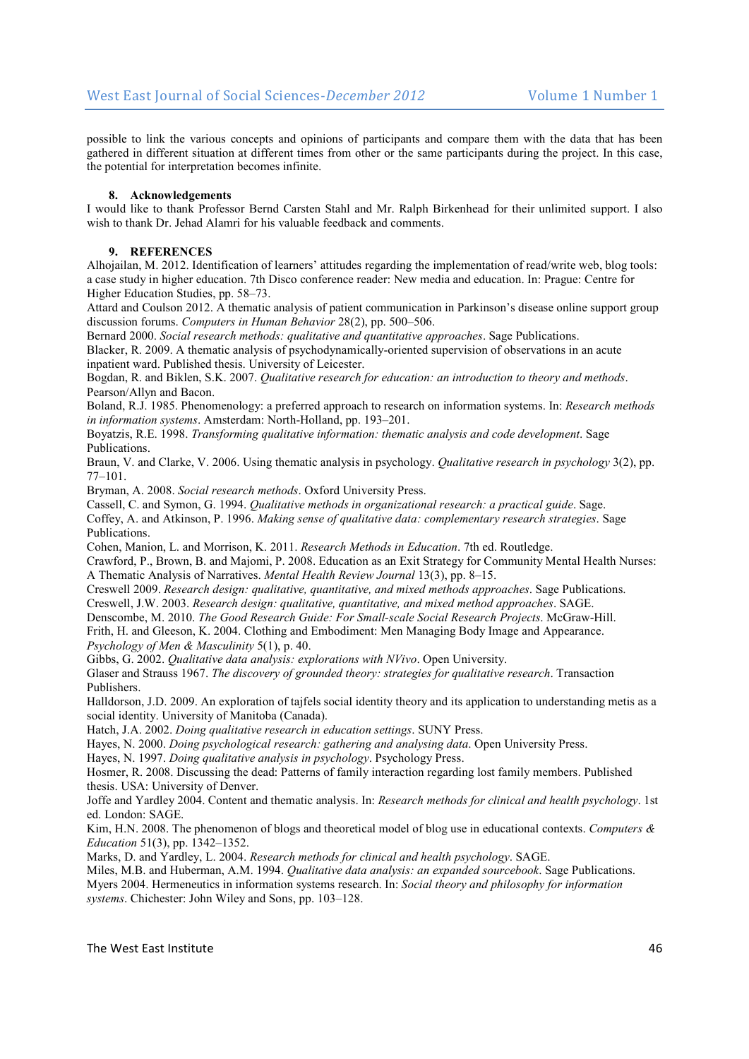possible to link the various concepts and opinions of participants and compare them with the data that has been gathered in different situation at different times from other or the same participants during the project. In this case, the potential for interpretation becomes infinite.

## 8. Acknowledgements

I would like to thank Professor Bernd Carsten Stahl and Mr. Ralph Birkenhead for their unlimited support. I also wish to thank Dr. Jehad Alamri for his valuable feedback and comments.

## 9. REFERENCES

Alhojailan, M. 2012. Identification of learners' attitudes regarding the implementation of read/write web, blog tools: a case study in higher education. 7th Disco conference reader: New media and education. In: Prague: Centre for Higher Education Studies, pp. 58–73.

Attard and Coulson 2012. A thematic analysis of patient communication in Parkinson's disease online support group discussion forums. *Computers in Human Behavior* 28(2), pp. 500–506.

Bernard 2000. *Social research methods: qualitative and quantitative approaches*. Sage Publications.

Blacker, R. 2009. A thematic analysis of psychodynamically-oriented supervision of observations in an acute inpatient ward. Published thesis. University of Leicester.

Bogdan, R. and Biklen, S.K. 2007. *Qualitative research for education: an introduction to theory and methods*. Pearson/Allyn and Bacon.

Boland, R.J. 1985. Phenomenology: a preferred approach to research on information systems. In: *Research methods in information systems*. Amsterdam: North-Holland, pp. 193–201.

Boyatzis, R.E. 1998. *Transforming qualitative information: thematic analysis and code development*. Sage Publications.

Braun, V. and Clarke, V. 2006. Using thematic analysis in psychology. *Qualitative research in psychology* 3(2), pp. 77–101.

Bryman, A. 2008. *Social research methods*. Oxford University Press.

Cassell, C. and Symon, G. 1994. *Qualitative methods in organizational research: a practical guide*. Sage.

Coffey, A. and Atkinson, P. 1996. *Making sense of qualitative data: complementary research strategies*. Sage Publications.

Cohen, Manion, L. and Morrison, K. 2011. *Research Methods in Education*. 7th ed. Routledge.

Crawford, P., Brown, B. and Majomi, P. 2008. Education as an Exit Strategy for Community Mental Health Nurses: A Thematic Analysis of Narratives. *Mental Health Review Journal* 13(3), pp. 8–15.

Creswell 2009. *Research design: qualitative, quantitative, and mixed methods approaches*. Sage Publications.

Creswell, J.W. 2003. *Research design: qualitative, quantitative, and mixed method approaches*. SAGE.

Denscombe, M. 2010. *The Good Research Guide: For Small-scale Social Research Projects*. McGraw-Hill.

Frith, H. and Gleeson, K. 2004. Clothing and Embodiment: Men Managing Body Image and Appearance. *Psychology of Men & Masculinity* 5(1), p. 40.

Gibbs, G. 2002. *Qualitative data analysis: explorations with NVivo*. Open University.

Glaser and Strauss 1967. *The discovery of grounded theory: strategies for qualitative research*. Transaction Publishers.

Halldorson, J.D. 2009. An exploration of tajfels social identity theory and its application to understanding metis as a social identity. University of Manitoba (Canada).

Hatch, J.A. 2002. *Doing qualitative research in education settings*. SUNY Press.

Hayes, N. 2000. *Doing psychological research: gathering and analysing data*. Open University Press.

Hayes, N. 1997. *Doing qualitative analysis in psychology*. Psychology Press.

Hosmer, R. 2008. Discussing the dead: Patterns of family interaction regarding lost family members. Published thesis. USA: University of Denver.

Joffe and Yardley 2004. Content and thematic analysis. In: *Research methods for clinical and health psychology*. 1st ed. London: SAGE.

Kim, H.N. 2008. The phenomenon of blogs and theoretical model of blog use in educational contexts. *Computers & Education* 51(3), pp. 1342–1352.

Marks, D. and Yardley, L. 2004. *Research methods for clinical and health psychology*. SAGE.

Miles, M.B. and Huberman, A.M. 1994. *Qualitative data analysis: an expanded sourcebook*. Sage Publications.

Myers 2004. Hermeneutics in information systems research. In: *Social theory and philosophy for information systems*. Chichester: John Wiley and Sons, pp. 103–128.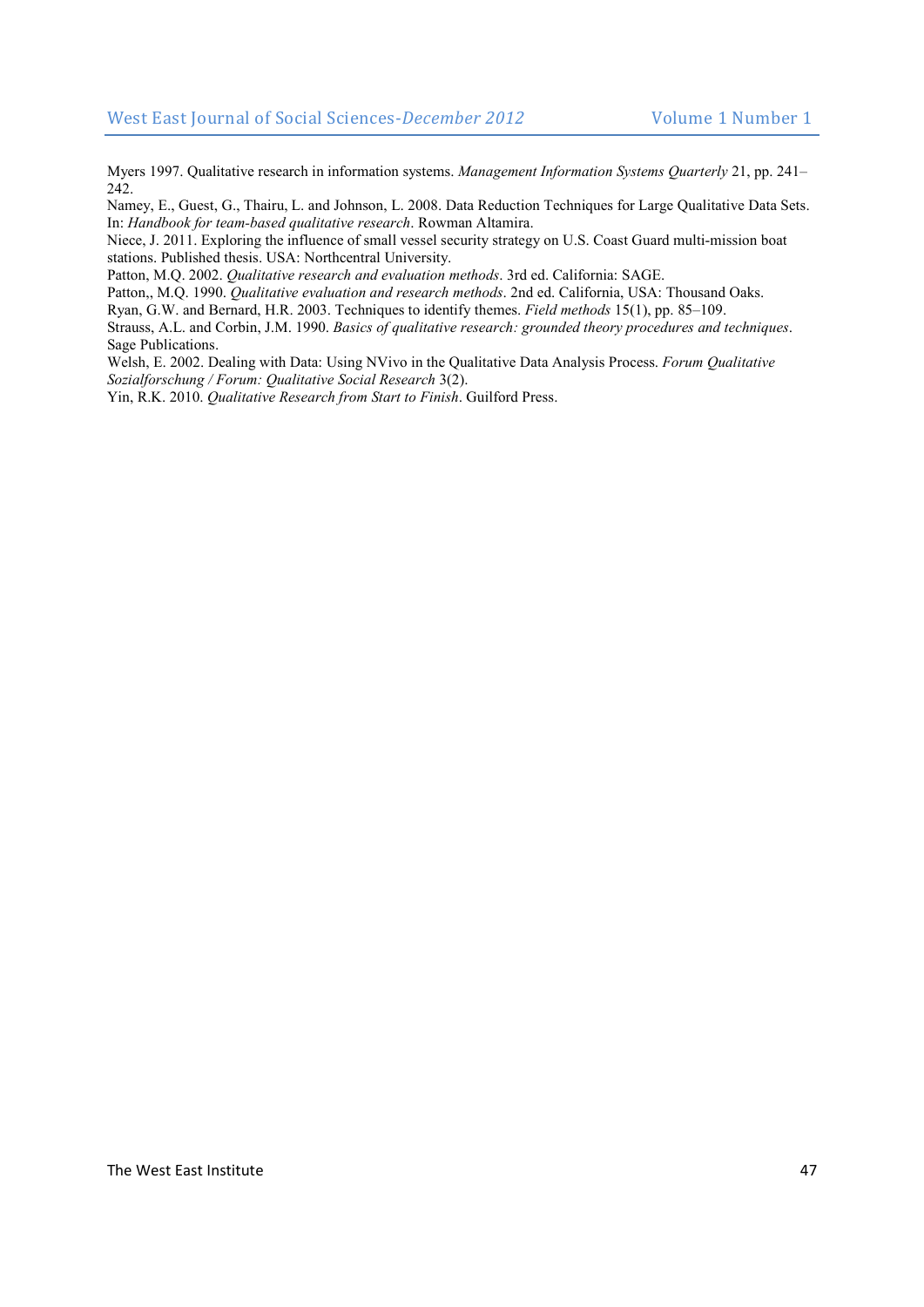Myers 1997. Qualitative research in information systems. *Management Information Systems Quarterly* 21, pp. 241–242.

Namey, E., Guest, G., Thairu, L. and Johnson, L. 2008. Data Reduction Techniques for Large Qualitative Data Sets. In: *Handbook for team-based qualitative research*. Rowman Altamira.

Niece, J. 2011. Exploring the influence of small vessel security strategy on U.S. Coast Guard multi-mission boat stations. Published thesis. USA: Northcentral University.

Patton, M.Q. 2002. *Qualitative research and evaluation methods*. 3rd ed. California: SAGE.

Patton,, M.Q. 1990. *Qualitative evaluation and research methods*. 2nd ed. California, USA: Thousand Oaks.

Ryan, G.W. and Bernard, H.R. 2003. Techniques to identify themes. *Field methods* 15(1), pp. 85–109.

Strauss, A.L. and Corbin, J.M. 1990. *Basics of qualitative research: grounded theory procedures and techniques*. Sage Publications.

Welsh, E. 2002. Dealing with Data: Using NVivo in the Qualitative Data Analysis Process. *Forum Qualitative Sozialforschung / Forum: Qualitative Social Research* 3(2).

Yin, R.K. 2010. *Qualitative Research from Start to Finish*. Guilford Press.